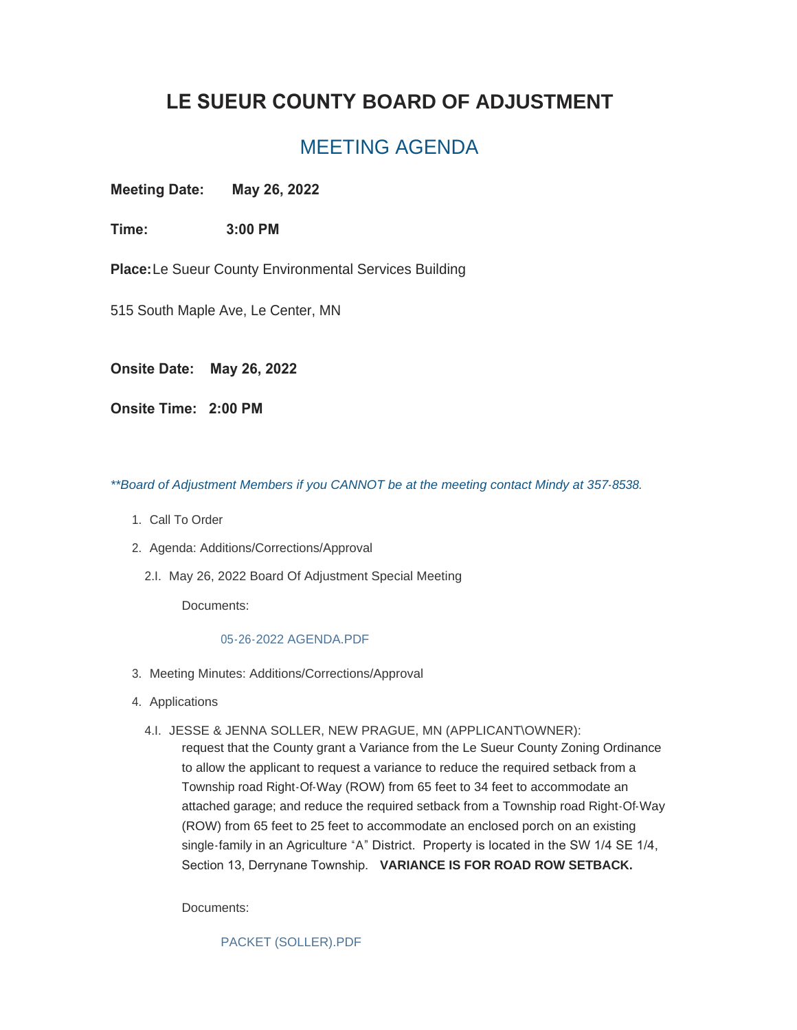# LE SUEUR COUNTY BOARD OF ADJUSTMENT

## MEETING AGENDA

**Meeting Date:** **May 26, 2022**

**Time:** **3:00 PM**

**Place:** Le Sueur County Environmental Services Building

515 South Maple Ave, Le Center, MN

**Onsite Date:** **May 26, 2022**

**Onsite Time:** **2:00 PM**

*\*\*Board of Adjustment Members if you CANNOT be at the meeting contact Mindy at 357-8538.*

1. Call To Order
2. Agenda: Additions/Corrections/Approval

   2.I. May 26, 2022 Board Of Adjustment Special Meeting

   Documents:

   05-26-2022 AGENDA.PDF

3. Meeting Minutes: Additions/Corrections/Approval
4. Applications

   4.I. JESSE & JENNA SOLLER, NEW PRAGUE, MN (APPLICANT\OWNER): request that the County grant a Variance from the Le Sueur County Zoning Ordinance to allow the applicant to request a variance to reduce the required setback from a Township road Right-Of-Way (ROW) from 65 feet to 34 feet to accommodate an attached garage; and reduce the required setback from a Township road Right-Of-Way (ROW) from 65 feet to 25 feet to accommodate an enclosed porch on an existing single-family in an Agriculture "A" District. Property is located in the SW 1/4 SE 1/4, Section 13, Derrynane Township. **VARIANCE IS FOR ROAD ROW SETBACK.**

   Documents:

   PACKET (SOLLER).PDF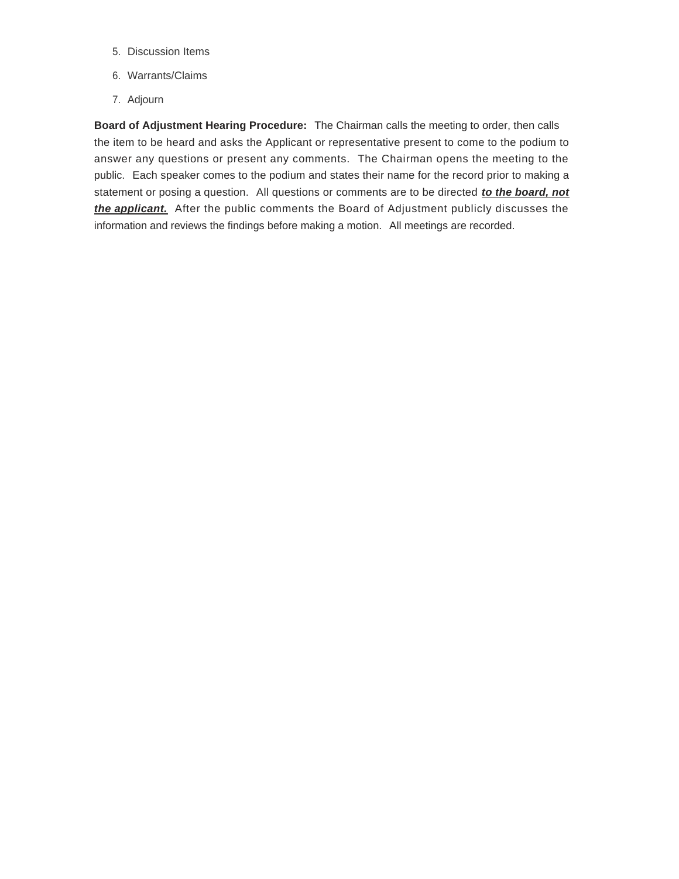5. Discussion Items
6. Warrants/Claims
7. Adjourn

**Board of Adjustment Hearing Procedure:** The Chairman calls the meeting to order, then calls the item to be heard and asks the Applicant or representative present to come to the podium to answer any questions or present any comments. The Chairman opens the meeting to the public. Each speaker comes to the podium and states their name for the record prior to making a statement or posing a question. All questions or comments are to be directed ***to the board, not the applicant.*** After the public comments the Board of Adjustment publicly discusses the information and reviews the findings before making a motion. All meetings are recorded.